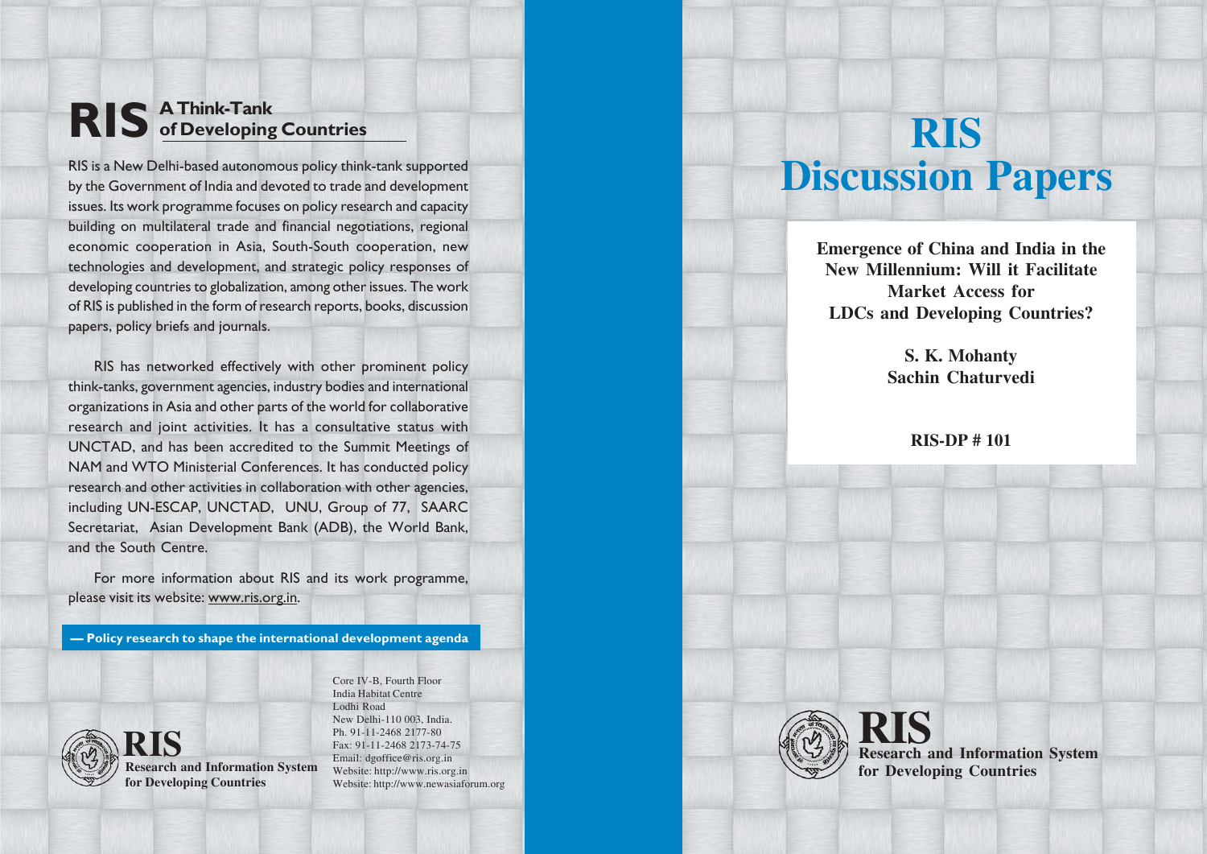# RIS Discussion Papers

**Emergence of China and India in the New Millennium: Will it Facilitate Market Access for LDCs and Developing Countries?**

**S. K. Mohanty**
**Sachin Chaturvedi**

**RIS-DP # 101**

**RIS**
**Research and Information System for Developing Countries**

---

## RIS A Think-Tank of Developing Countries

RIS is a New Delhi-based autonomous policy think-tank supported by the Government of India and devoted to trade and development issues. Its work programme focuses on policy research and capacity building on multilateral trade and financial negotiations, regional economic cooperation in Asia, South-South cooperation, new technologies and development, and strategic policy responses of developing countries to globalization, among other issues. The work of RIS is published in the form of research reports, books, discussion papers, policy briefs and journals.

RIS has networked effectively with other prominent policy think-tanks, government agencies, industry bodies and international organizations in Asia and other parts of the world for collaborative research and joint activities. It has a consultative status with UNCTAD, and has been accredited to the Summit Meetings of NAM and WTO Ministerial Conferences. It has conducted policy research and other activities in collaboration with other agencies, including UN-ESCAP, UNCTAD, UNU, Group of 77, SAARC Secretariat, Asian Development Bank (ADB), the World Bank, and the South Centre.

For more information about RIS and its work programme, please visit its website: www.ris.org.in.

**— Policy research to shape the international development agenda**

**RIS**
**Research and Information System for Developing Countries**

Core IV-B, Fourth Floor
India Habitat Centre
Lodhi Road
New Delhi-110 003, India.
Ph. 91-11-2468 2177-80
Fax: 91-11-2468 2173-74-75
Email: dgoffice@ris.org.in
Website: http://www.ris.org.in
Website: http://www.newasiaforum.org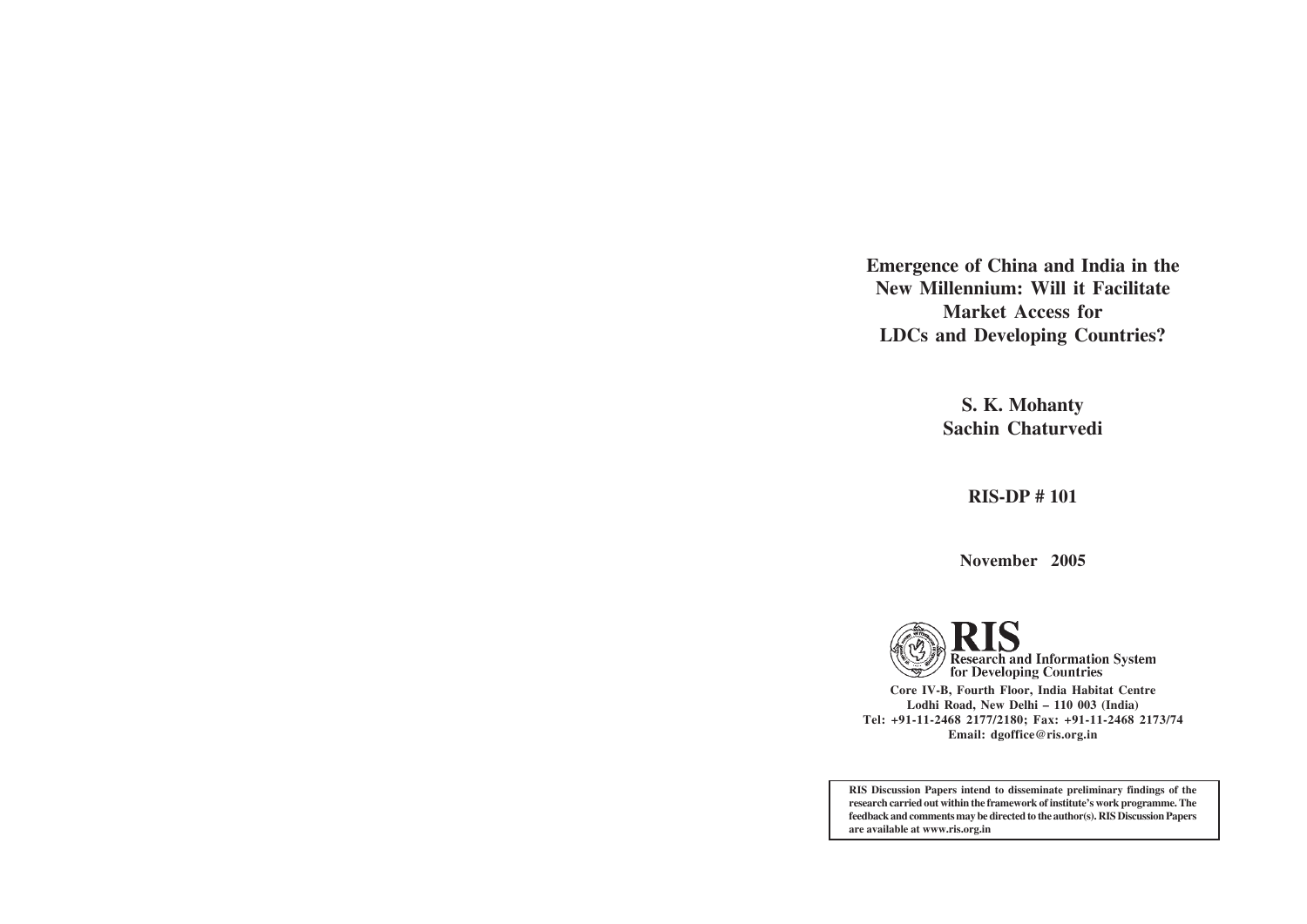# Emergence of China and India in the New Millennium: Will it Facilitate Market Access for LDCs and Developing Countries?

**S. K. Mohanty**
**Sachin Chaturvedi**

**RIS-DP # 101**

**November 2005**

**RIS**
**Research and Information System for Developing Countries**

**Core IV-B, Fourth Floor, India Habitat Centre**
**Lodhi Road, New Delhi – 110 003 (India)**
**Tel: +91-11-2468 2177/2180; Fax: +91-11-2468 2173/74**
**Email: dgoffice@ris.org.in**

**RIS Discussion Papers intend to disseminate preliminary findings of the research carried out within the framework of institute's work programme. The feedback and comments may be directed to the author(s). RIS Discussion Papers are available at www.ris.org.in**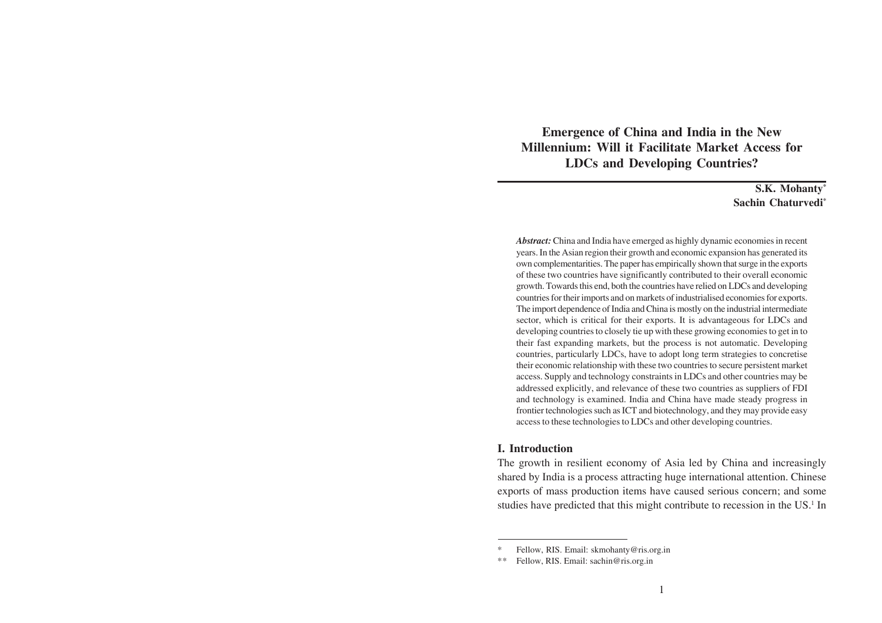# Emergence of China and India in the New Millennium: Will it Facilitate Market Access for LDCs and Developing Countries?

**S.K. Mohanty***
**Sachin Chaturvedi***

***Abstract:*** China and India have emerged as highly dynamic economies in recent years. In the Asian region their growth and economic expansion has generated its own complementarities. The paper has empirically shown that surge in the exports of these two countries have significantly contributed to their overall economic growth. Towards this end, both the countries have relied on LDCs and developing countries for their imports and on markets of industrialised economies for exports. The import dependence of India and China is mostly on the industrial intermediate sector, which is critical for their exports. It is advantageous for LDCs and developing countries to closely tie up with these growing economies to get in to their fast expanding markets, but the process is not automatic. Developing countries, particularly LDCs, have to adopt long term strategies to concretise their economic relationship with these two countries to secure persistent market access. Supply and technology constraints in LDCs and other countries may be addressed explicitly, and relevance of these two countries as suppliers of FDI and technology is examined. India and China have made steady progress in frontier technologies such as ICT and biotechnology, and they may provide easy access to these technologies to LDCs and other developing countries.

## I. Introduction

The growth in resilient economy of Asia led by China and increasingly shared by India is a process attracting huge international attention. Chinese exports of mass production items have caused serious concern; and some studies have predicted that this might contribute to recession in the US.[1] In

---

\* Fellow, RIS. Email: skmohanty@ris.org.in

\*\* Fellow, RIS. Email: sachin@ris.org.in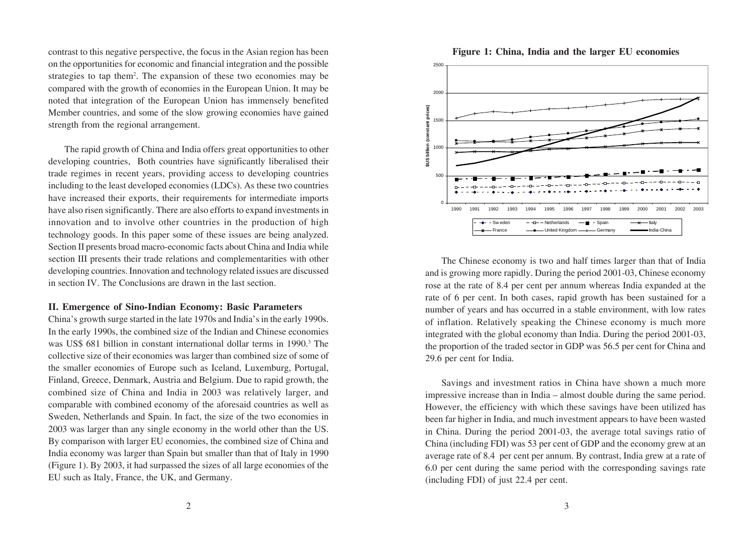contrast to this negative perspective, the focus in the Asian region has been on the opportunities for economic and financial integration and the possible strategies to tap them[2]. The expansion of these two economies may be compared with the growth of economies in the European Union. It may be noted that integration of the European Union has immensely benefited Member countries, and some of the slow growing economies have gained strength from the regional arrangement.

The rapid growth of China and India offers great opportunities to other developing countries, Both countries have significantly liberalised their trade regimes in recent years, providing access to developing countries including to the least developed economies (LDCs). As these two countries have increased their exports, their requirements for intermediate imports have also risen significantly. There are also efforts to expand investments in innovation and to involve other countries in the production of high technology goods. In this paper some of these issues are being analyzed. Section II presents broad macro-economic facts about China and India while section III presents their trade relations and complementarities with other developing countries. Innovation and technology related issues are discussed in section IV. The Conclusions are drawn in the last section.

## II. Emergence of Sino-Indian Economy: Basic Parameters

China's growth surge started in the late 1970s and India's in the early 1990s. In the early 1990s, the combined size of the Indian and Chinese economies was US$ 681 billion in constant international dollar terms in 1990.[3] The collective size of their economies was larger than combined size of some of the smaller economies of Europe such as Iceland, Luxemburg, Portugal, Finland, Greece, Denmark, Austria and Belgium. Due to rapid growth, the combined size of China and India in 2003 was relatively larger, and comparable with combined economy of the aforesaid countries as well as Sweden, Netherlands and Spain. In fact, the size of the two economies in 2003 was larger than any single economy in the world other than the US. By comparison with larger EU economies, the combined size of China and India economy was larger than Spain but smaller than that of Italy in 1990 (Figure 1). By 2003, it had surpassed the sizes of all large economies of the EU such as Italy, France, the UK, and Germany.

**Figure 1: China, India and the larger EU economies**

The Chinese economy is two and half times larger than that of India and is growing more rapidly. During the period 2001-03, Chinese economy rose at the rate of 8.4 per cent per annum whereas India expanded at the rate of 6 per cent. In both cases, rapid growth has been sustained for a number of years and has occurred in a stable environment, with low rates of inflation. Relatively speaking the Chinese economy is much more integrated with the global economy than India. During the period 2001-03, the proportion of the traded sector in GDP was 56.5 per cent for China and 29.6 per cent for India.

Savings and investment ratios in China have shown a much more impressive increase than in India – almost double during the same period. However, the efficiency with which these savings have been utilized has been far higher in India, and much investment appears to have been wasted in China. During the period 2001-03, the average total savings ratio of China (including FDI) was 53 per cent of GDP and the economy grew at an average rate of 8.4 per cent per annum. By contrast, India grew at a rate of 6.0 per cent during the same period with the corresponding savings rate (including FDI) of just 22.4 per cent.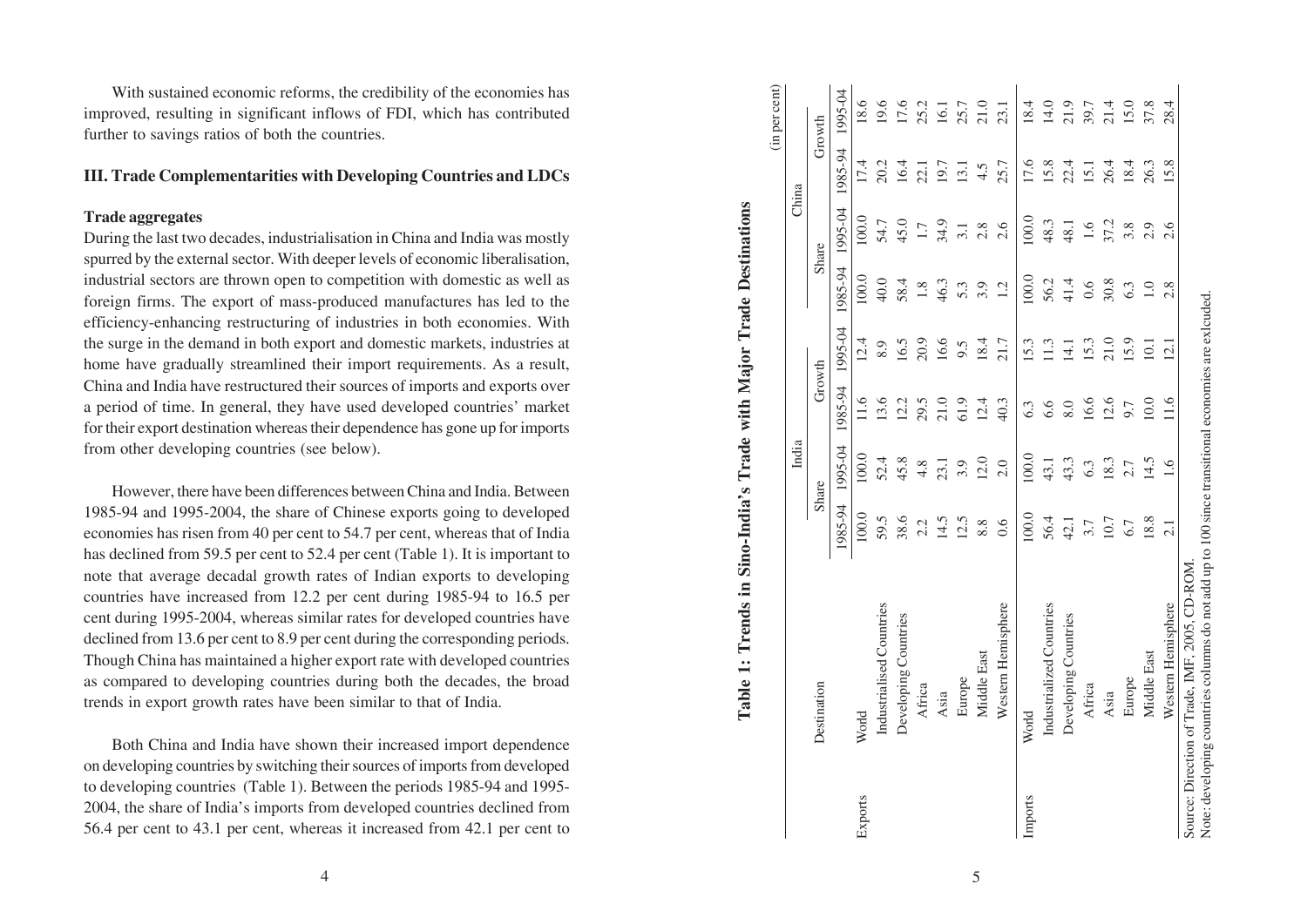With sustained economic reforms, the credibility of the economies has improved, resulting in significant inflows of FDI, which has contributed further to savings ratios of both the countries.

## III. Trade Complementarities with Developing Countries and LDCs

### Trade aggregates

During the last two decades, industrialisation in China and India was mostly spurred by the external sector. With deeper levels of economic liberalisation, industrial sectors are thrown open to competition with domestic as well as foreign firms. The export of mass-produced manufactures has led to the efficiency-enhancing restructuring of industries in both economies. With the surge in the demand in both export and domestic markets, industries at home have gradually streamlined their import requirements. As a result, China and India have restructured their sources of imports and exports over a period of time. In general, they have used developed countries' market for their export destination whereas their dependence has gone up for imports from other developing countries (see below).

However, there have been differences between China and India. Between 1985-94 and 1995-2004, the share of Chinese exports going to developed economies has risen from 40 per cent to 54.7 per cent, whereas that of India has declined from 59.5 per cent to 52.4 per cent (Table 1). It is important to note that average decadal growth rates of Indian exports to developing countries have increased from 12.2 per cent during 1985-94 to 16.5 per cent during 1995-2004, whereas similar rates for developed countries have declined from 13.6 per cent to 8.9 per cent during the corresponding periods. Though China has maintained a higher export rate with developed countries as compared to developing countries during both the decades, the broad trends in export growth rates have been similar to that of India.

Both China and India have shown their increased import dependence on developing countries by switching their sources of imports from developed to developing countries (Table 1). Between the periods 1985-94 and 1995-2004, the share of India's imports from developed countries declined from 56.4 per cent to 43.1 per cent, whereas it increased from 42.1 per cent to

**Table 1: Trends in Sino-India's Trade with Major Trade Destinations**

(in per cent)

| | Destination | India | | | | China | | | |
|---|---|---|---|---|---|---|---|---|---|
| | | Share | | Growth | | Share | | Growth | |
| | | 1985-94 | 1995-04 | 1985-94 | 1995-04 | 1985-94 | 1995-04 | 1985-94 | 1995-04 |
| Exports | World | 100.0 | 100.0 | 11.6 | 12.4 | 100.0 | 100.0 | 17.4 | 18.6 |
| | Industrialised Countries | 59.5 | 52.4 | 13.6 | 8.9 | 40.0 | 54.7 | 20.2 | 19.6 |
| | Developing Countries | 38.6 | 45.8 | 12.2 | 16.5 | 58.4 | 45.0 | 16.4 | 17.6 |
| | Africa | 2.2 | 4.8 | 29.5 | 20.9 | 1.8 | 1.7 | 22.1 | 25.2 |
| | Asia | 14.5 | 23.1 | 21.0 | 16.6 | 46.3 | 34.9 | 19.7 | 16.1 |
| | Europe | 12.5 | 3.9 | 61.9 | 9.5 | 5.3 | 3.1 | 13.1 | 25.7 |
| | Middle East | 8.8 | 12.0 | 12.4 | 18.4 | 3.9 | 2.8 | 4.5 | 21.0 |
| | Western Hemisphere | 0.6 | 2.0 | 40.3 | 21.7 | 1.2 | 2.6 | 25.7 | 23.1 |
| Imports | World | 100.0 | 100.0 | 6.3 | 15.3 | 100.0 | 100.0 | 17.6 | 18.4 |
| | Industrialized Countries | 56.4 | 43.1 | 6.6 | 11.3 | 56.2 | 48.3 | 15.8 | 14.0 |
| | Developing Countries | 42.1 | 43.3 | 8.0 | 14.1 | 41.4 | 48.1 | 22.4 | 21.9 |
| | Africa | 3.7 | 6.3 | 16.6 | 15.3 | 0.6 | 1.6 | 15.1 | 39.7 |
| | Asia | 10.7 | 18.3 | 12.6 | 21.0 | 30.8 | 37.2 | 26.4 | 21.4 |
| | Europe | 6.7 | 2.7 | 9.7 | 15.9 | 6.3 | 3.8 | 18.4 | 15.0 |
| | Middle East | 18.8 | 14.5 | 10.0 | 10.1 | 1.0 | 2.9 | 26.3 | 37.8 |
| | Western Hemisphere | 2.1 | 1.6 | 11.6 | 12.1 | 2.8 | 2.6 | 15.8 | 28.4 |

Source: Direction of Trade, IMF, 2005, CD-ROM.

Note: developing countries columns do not add up to 100 since transitional economies are exlcuded.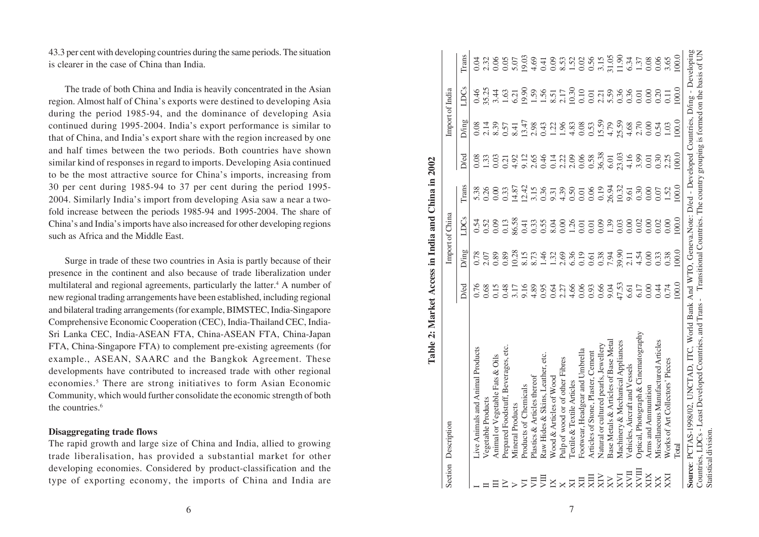43.3 per cent with developing countries during the same periods. The situation is clearer in the case of China than India.

The trade of both China and India is heavily concentrated in the Asian region. Almost half of China's exports were destined to developing Asia during the period 1985-94, and the dominance of developing Asia continued during 1995-2004. India's export performance is similar to that of China, and India's export share with the region increased by one and half times between the two periods. Both countries have shown similar kind of responses in regard to imports. Developing Asia continued to be the most attractive source for China's imports, increasing from 30 per cent during 1985-94 to 37 per cent during the period 1995-2004. Similarly India's import from developing Asia saw a near a two-fold increase between the periods 1985-94 and 1995-2004. The share of China's and India's imports have also increased for other developing regions such as Africa and the Middle East.

Surge in trade of these two countries in Asia is partly because of their presence in the continent and also because of trade liberalization under multilateral and regional agreements, particularly the latter.[4] A number of new regional trading arrangements have been established, including regional and bilateral trading arrangements (for example, BIMSTEC, India-Singapore Comprehensive Economic Cooperation (CEC), India-Thailand CEC, India-Sri Lanka CEC, India-ASEAN FTA, China-ASEAN FTA, China-Japan FTA, China-Singapore FTA) to complement pre-existing agreements (for example., ASEAN, SAARC and the Bangkok Agreement. These developments have contributed to increased trade with other regional economies.[5] There are strong initiatives to form Asian Economic Community, which would further consolidate the economic strength of both the countries.[6]

**Disaggregating trade flows**

The rapid growth and large size of China and India, allied to growing trade liberalisation, has provided a substantial market for other developing economies. Considered by product-classification and the type of exporting economy, the imports of China and India are

**Table 2: Market Access in India and China in 2002**

| Section | Description | Import of China | | | | Import of India | | | |
|---|---|---|---|---|---|---|---|---|---|
| | | D/ed | D/ing | LDCs | Trans | D/ed | D/ing | LDCs | Trans |
| I | Live Animals and Animal Products | 0.76 | 0.78 | 0.54 | 5.38 | 0.08 | 0.08 | 0.46 | 0.04 |
| II | Vegetable Products | 0.68 | 2.07 | 0.52 | 0.26 | 1.33 | 2.14 | 35.25 | 2.32 |
| III | Animal or Vegetable Fats & Oils | 0.15 | 0.89 | 0.09 | 0.00 | 0.03 | 8.39 | 3.44 | 0.06 |
| IV | Prepared Foodstuff, Beverages, etc. | 0.48 | 0.89 | 0.13 | 0.33 | 0.21 | 0.57 | 1.63 | 0.05 |
| V | Mineral Products | 3.17 | 10.28 | 86.58 | 14.87 | 4.92 | 8.41 | 6.21 | 5.07 |
| VI | Products of Chemicals | 9.16 | 8.15 | 0.41 | 12.42 | 9.12 | 13.47 | 19.90 | 19.03 |
| VII | Plastics & Articles thereof | 4.89 | 8.73 | 0.33 | 3.15 | 2.65 | 2.98 | 1.59 | 4.69 |
| VIII | Raw Hides & Skins, Leather, etc. | 0.95 | 1.46 | 0.55 | 0.36 | 0.46 | 0.43 | 1.56 | 0.41 |
| IX | Wood & Articles of Wood | 0.64 | 1.32 | 8.04 | 9.31 | 0.14 | 1.22 | 8.51 | 0.09 |
| X | Pulp of wood or of other Fibres | 2.27 | 2.69 | 0.00 | 4.39 | 2.22 | 1.96 | 2.17 | 8.53 |
| XI | Textile & Textile Articles | 4.66 | 6.36 | 1.26 | 0.50 | 2.09 | 4.83 | 10.30 | 1.52 |
| XII | Footwear, Headgear and Umbrella | 0.06 | 0.19 | 0.01 | 0.01 | 0.06 | 0.08 | 0.10 | 0.02 |
| XIII | Articles of Stone, Plaster, Cement | 0.93 | 0.61 | 0.01 | 0.06 | 0.58 | 0.53 | 0.01 | 0.56 |
| XIV | Natural or cultured pearls, Jewellery | 0.66 | 0.38 | 0.09 | 0.19 | 36.38 | 15.59 | 2.21 | 3.15 |
| XV | Base Metals & Articles of Base Metal | 9.04 | 7.94 | 1.39 | 26.94 | 6.01 | 4.79 | 5.59 | 31.05 |
| XVI | Machinery & Mechanical Appliances | 47.53 | 39.90 | 0.03 | 10.32 | 23.03 | 25.59 | 0.36 | 11.90 |
| XVII | Vehicles, Aircraft and Vessels | 6.61 | 2.11 | 0.00 | 9.61 | 4.16 | 4.68 | 0.36 | 6.34 |
| XVIII | Optical, Photograph & Cinematography | 6.17 | 4.54 | 0.02 | 0.30 | 3.99 | 2.70 | 0.01 | 1.37 |
| XIX | Arms and Ammunition | 0.00 | 0.00 | 0.00 | 0.00 | 0.01 | 0.00 | 0.00 | 0.08 |
| XX | Miscellaneous Manufactured Articles | 0.44 | 0.33 | 0.02 | 0.07 | 0.30 | 0.54 | 0.20 | 0.06 |
| XXI | Works of Art Collectors' Pieces | 0.74 | 0.38 | 0.00 | 1.52 | 2.25 | 1.03 | 0.11 | 3.65 |
| | Total | 100.0 | 100.0 | 100.0 | 100.0 | 100.0 | 100.0 | 100.0 | 100.0 |

**Source**: PCTAS-1998/02, UNCTAD, ITC, World Bank And WTO, Geneva.Note: D/ed - Developed Countries, D/ing - Developing Countries, LDCs - Least Developed Countries, and Trans - Transitional Countries. The country grouping is formed on the basis of UN Statistical division.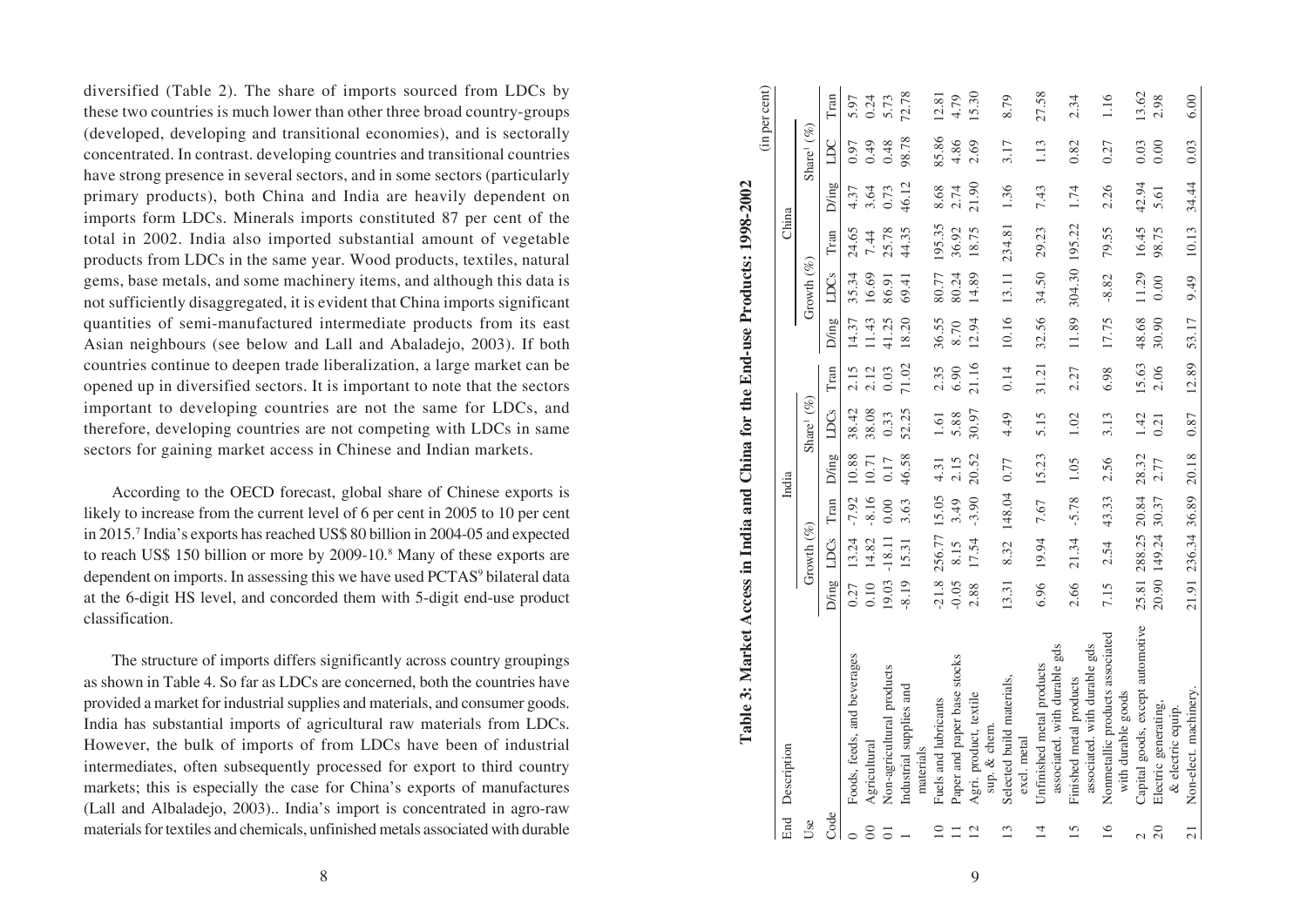diversified (Table 2). The share of imports sourced from LDCs by these two countries is much lower than other three broad country-groups (developed, developing and transitional economies), and is sectorally concentrated. In contrast. developing countries and transitional countries have strong presence in several sectors, and in some sectors (particularly primary products), both China and India are heavily dependent on imports form LDCs. Minerals imports constituted 87 per cent of the total in 2002. India also imported substantial amount of vegetable products from LDCs in the same year. Wood products, textiles, natural gems, base metals, and some machinery items, and although this data is not sufficiently disaggregated, it is evident that China imports significant quantities of semi-manufactured intermediate products from its east Asian neighbours (see below and Lall and Abaladejo, 2003). If both countries continue to deepen trade liberalization, a large market can be opened up in diversified sectors. It is important to note that the sectors important to developing countries are not the same for LDCs, and therefore, developing countries are not competing with LDCs in same sectors for gaining market access in Chinese and Indian markets.

According to the OECD forecast, global share of Chinese exports is likely to increase from the current level of 6 per cent in 2005 to 10 per cent in 2015.[7] India's exports has reached US$ 80 billion in 2004-05 and expected to reach US$ 150 billion or more by 2009-10.[8] Many of these exports are dependent on imports. In assessing this we have used PCTAS[9] bilateral data at the 6-digit HS level, and concorded them with 5-digit end-use product classification.

The structure of imports differs significantly across country groupings as shown in Table 4. So far as LDCs are concerned, both the countries have provided a market for industrial supplies and materials, and consumer goods. India has substantial imports of agricultural raw materials from LDCs. However, the bulk of imports of from LDCs have been of industrial intermediates, often subsequently processed for export to third country markets; this is especially the case for China's exports of manufactures (Lall and Albaladejo, 2003).. India's import is concentrated in agro-raw materials for textiles and chemicals, unfinished metals associated with durable

**Table 3: Market Access in India and China for the End-use Products: 1998-2002**

(in per cent)

| End Use Code | Description | India | | | | | | China | | | | | |
|---|---|---|---|---|---|---|---|---|---|---|---|---|---|
| | | Growth (%) | | | Share[1] (%) | | | Growth (%) | | | Share[1] (%) | | |
| | | D/ing | LDCs | Tran | D/ing | LDCs | Tran | D/ing | LDCs | Tran | D/ing | LDC | Tran |
| 0 | Foods, feeds, and beverages | 0.27 | 13.24 | -7.92 | 10.88 | 38.42 | 2.15 | 14.37 | 35.34 | 24.65 | 4.37 | 0.97 | 5.97 |
| 00 | Agricultural | 0.10 | 14.82 | -8.16 | 10.71 | 38.08 | 2.12 | 11.43 | 16.69 | 7.44 | 3.64 | 0.49 | 0.24 |
| 01 | Non-agricultural products | 19.03 | -18.11 | 0.00 | 0.17 | 0.33 | 0.03 | 41.25 | 86.91 | 25.78 | 0.73 | 0.48 | 5.73 |
| 1 | Industrial supplies and materials | -8.19 | 15.31 | 3.63 | 46.58 | 52.25 | 71.02 | 18.20 | 69.41 | 44.35 | 46.12 | 98.78 | 72.78 |
| 10 | Fuels and lubricants | -21.8 | 256.77 | 15.05 | 4.31 | 1.61 | 2.35 | 36.55 | 80.77 | 195.35 | 8.68 | 85.86 | 12.81 |
| 11 | Paper and paper base stocks | -0.05 | 8.15 | 3.49 | 2.15 | 5.88 | 6.90 | 8.70 | 80.24 | 36.92 | 2.74 | 4.86 | 4.79 |
| 12 | Agri. product, textile sup. & chem. | 2.88 | 17.54 | -3.90 | 20.52 | 30.97 | 21.16 | 12.94 | 14.89 | 18.75 | 21.90 | 2.69 | 15.30 |
| 13 | Selected build materials, excl. metal | 13.31 | 8.32 | 148.04 | 0.77 | 4.49 | 0.14 | 10.16 | 13.11 | 234.81 | 1.36 | 3.17 | 8.79 |
| 14 | Unfinished metal products associated. with durable gds | 6.96 | 19.94 | 7.67 | 15.23 | 5.15 | 31.21 | 32.56 | 34.50 | 29.23 | 7.43 | 1.13 | 27.58 |
| 15 | Finished metal products associated. with durable gds | 2.66 | 21.34 | -5.78 | 1.05 | 1.02 | 2.27 | 11.89 | 304.30 | 195.22 | 1.74 | 0.82 | 2.34 |
| 16 | Nonmetallic products associated with durable goods | 7.15 | 2.54 | 43.33 | 2.56 | 3.13 | 6.98 | 17.75 | -8.82 | 79.55 | 2.26 | 0.27 | 1.16 |
| 2 | Capital goods, except automotive | 25.81 | 288.25 | 20.84 | 28.32 | 1.42 | 15.63 | 48.68 | 11.29 | 16.45 | 42.94 | 0.03 | 13.62 |
| 20 | Electric generating, & electric equip. | 20.90 | 149.24 | 30.37 | 2.77 | 0.21 | 2.06 | 30.90 | 0.00 | 98.75 | 5.61 | 0.00 | 2.98 |
| 21 | Non-elect. machinery. | 21.91 | 236.34 | 36.89 | 20.18 | 0.87 | 12.89 | 53.17 | 9.49 | 10.13 | 34.44 | 0.03 | 6.00 |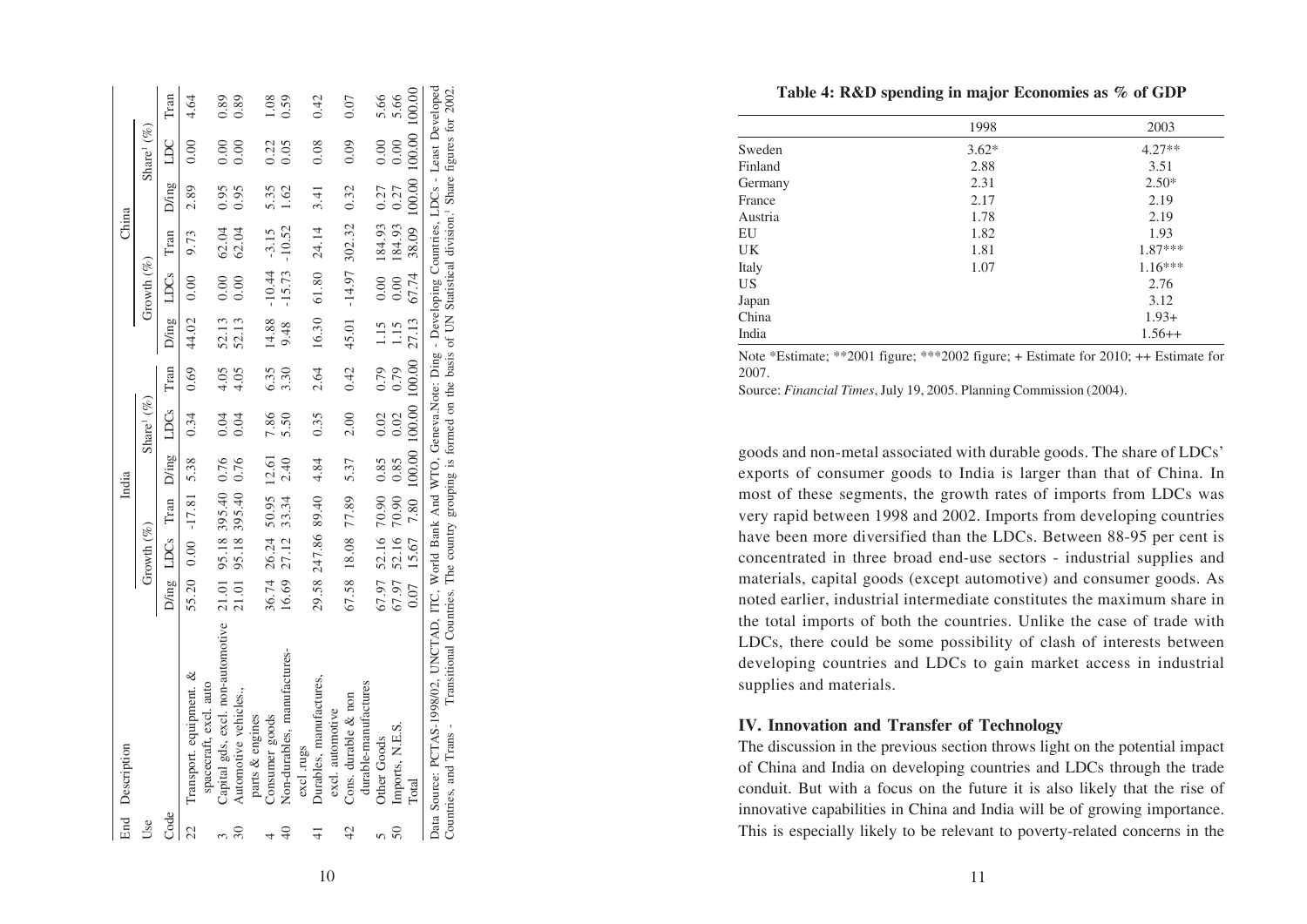| End Use Code | Description | India | | | | | | China | | | | | |
|---|---|---|---|---|---|---|---|---|---|---|---|---|---|
| | | Growth (%) | | | Share[1] (%) | | | Growth (%) | | | Share[1] (%) | | |
| | | D/ing | LDCs | Tran | D/ing | LDCs | Tran | D/ing | LDCs | Tran | D/ing | LDC | Tran |
| 22 | Transport. equipment. & spacecraft, excl. auto | 55.20 | 0.00 | -17.81 | 5.38 | 0.34 | 0.69 | 44.02 | 0.00 | 9.73 | 2.89 | 0.00 | 4.64 |
| 3 | Capital gds, excl. non-automotive | 21.01 | 95.18 | 395.40 | 0.76 | 0.04 | 4.05 | 52.13 | 0.00 | 62.04 | 0.95 | 0.00 | 0.89 |
| 30 | Automotive vehicles, parts & engines | 21.01 | 95.18 | 395.40 | 0.76 | 0.04 | 4.05 | 52.13 | 0.00 | 62.04 | 0.95 | 0.00 | 0.89 |
| 4 | Consumer goods | 36.74 | 26.24 | 50.95 | 12.61 | 7.86 | 6.35 | 14.88 | -10.44 | -3.15 | 5.35 | 0.22 | 1.08 |
| 40 | Non-durables, manufactures-excl rugs | 16.69 | 27.12 | 33.34 | 2.40 | 5.50 | 3.30 | 9.48 | -15.73 | -10.52 | 1.62 | 0.05 | 0.59 |
| 41 | Durables, manufactures, excl. automotive | 29.58 | 247.86 | 89.40 | 4.84 | 0.35 | 2.64 | 16.30 | 61.80 | 24.14 | 3.41 | 0.08 | 0.42 |
| 42 | Cons. durable & non durable-manufactures | 67.58 | 18.08 | 77.89 | 5.37 | 2.00 | 0.42 | 45.01 | -14.97 | 302.32 | 0.32 | 0.09 | 0.07 |
| 5 | Other Goods | 67.97 | 52.16 | 70.90 | 0.85 | 0.02 | 0.79 | 1.15 | 0.00 | 184.93 | 0.27 | 0.00 | 5.66 |
| 50 | Imports, N.E.S. | 67.97 | 52.16 | 70.90 | 0.85 | 0.02 | 0.79 | 1.15 | 0.00 | 184.93 | 0.27 | 0.00 | 5.66 |
| | Total | 0.07 | 15.67 | 7.80 | 100.00 | 100.00 | 100.00 | 27.13 | 67.74 | 38.09 | 100.00 | 100.00 | 100.00 |

Data Source: PCTAS-1998/02, UNCTAD, ITC, World Bank And WTO, Geneva.Note: Ding - Developing Countries, LDCs - Least Developed Countries, and Trans - Transitional Countries. The country grouping is formed on the basis of UN Statistical division.[1] Share figures for 2002.

**Table 4: R&D spending in major Economies as % of GDP**

| | 1998 | 2003 |
|---|---|---|
| Sweden | 3.62* | 4.27** |
| Finland | 2.88 | 3.51 |
| Germany | 2.31 | 2.50* |
| France | 2.17 | 2.19 |
| Austria | 1.78 | 2.19 |
| EU | 1.82 | 1.93 |
| UK | 1.81 | 1.87*** |
| Italy | 1.07 | 1.16*** |
| US | | 2.76 |
| Japan | | 3.12 |
| China | | 1.93+ |
| India | | 1.56++ |

Note *Estimate; **2001 figure; ***2002 figure; + Estimate for 2010; ++ Estimate for 2007.

Source: *Financial Times*, July 19, 2005. Planning Commission (2004).

goods and non-metal associated with durable goods. The share of LDCs' exports of consumer goods to India is larger than that of China. In most of these segments, the growth rates of imports from LDCs was very rapid between 1998 and 2002. Imports from developing countries have been more diversified than the LDCs. Between 88-95 per cent is concentrated in three broad end-use sectors - industrial supplies and materials, capital goods (except automotive) and consumer goods. As noted earlier, industrial intermediate constitutes the maximum share in the total imports of both the countries. Unlike the case of trade with LDCs, there could be some possibility of clash of interests between developing countries and LDCs to gain market access in industrial supplies and materials.

## IV. Innovation and Transfer of Technology

The discussion in the previous section throws light on the potential impact of China and India on developing countries and LDCs through the trade conduit. But with a focus on the future it is also likely that the rise of innovative capabilities in China and India will be of growing importance. This is especially likely to be relevant to poverty-related concerns in the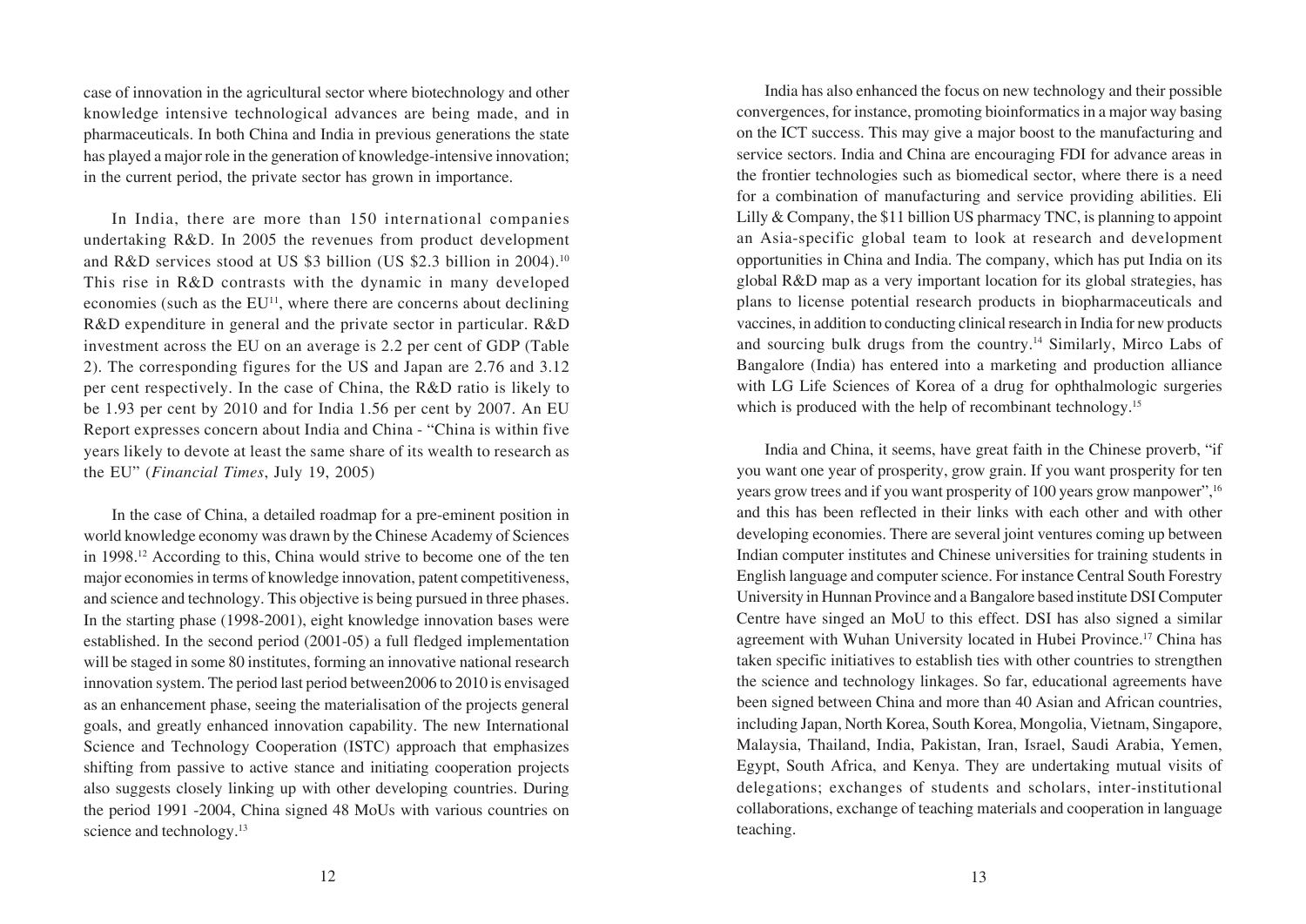case of innovation in the agricultural sector where biotechnology and other knowledge intensive technological advances are being made, and in pharmaceuticals. In both China and India in previous generations the state has played a major role in the generation of knowledge-intensive innovation; in the current period, the private sector has grown in importance.

In India, there are more than 150 international companies undertaking R&D. In 2005 the revenues from product development and R&D services stood at US $3 billion (US $2.3 billion in 2004).[10] This rise in R&D contrasts with the dynamic in many developed economies (such as the EU[11], where there are concerns about declining R&D expenditure in general and the private sector in particular. R&D investment across the EU on an average is 2.2 per cent of GDP (Table 2). The corresponding figures for the US and Japan are 2.76 and 3.12 per cent respectively. In the case of China, the R&D ratio is likely to be 1.93 per cent by 2010 and for India 1.56 per cent by 2007. An EU Report expresses concern about India and China - "China is within five years likely to devote at least the same share of its wealth to research as the EU" (*Financial Times*, July 19, 2005)

In the case of China, a detailed roadmap for a pre-eminent position in world knowledge economy was drawn by the Chinese Academy of Sciences in 1998.[12] According to this, China would strive to become one of the ten major economies in terms of knowledge innovation, patent competitiveness, and science and technology. This objective is being pursued in three phases. In the starting phase (1998-2001), eight knowledge innovation bases were established. In the second period (2001-05) a full fledged implementation will be staged in some 80 institutes, forming an innovative national research innovation system. The period last period between2006 to 2010 is envisaged as an enhancement phase, seeing the materialisation of the projects general goals, and greatly enhanced innovation capability. The new International Science and Technology Cooperation (ISTC) approach that emphasizes shifting from passive to active stance and initiating cooperation projects also suggests closely linking up with other developing countries. During the period 1991 -2004, China signed 48 MoUs with various countries on science and technology.[13]

India has also enhanced the focus on new technology and their possible convergences, for instance, promoting bioinformatics in a major way basing on the ICT success. This may give a major boost to the manufacturing and service sectors. India and China are encouraging FDI for advance areas in the frontier technologies such as biomedical sector, where there is a need for a combination of manufacturing and service providing abilities. Eli Lilly & Company, the $11 billion US pharmacy TNC, is planning to appoint an Asia-specific global team to look at research and development opportunities in China and India. The company, which has put India on its global R&D map as a very important location for its global strategies, has plans to license potential research products in biopharmaceuticals and vaccines, in addition to conducting clinical research in India for new products and sourcing bulk drugs from the country.[14] Similarly, Mirco Labs of Bangalore (India) has entered into a marketing and production alliance with LG Life Sciences of Korea of a drug for ophthalmologic surgeries which is produced with the help of recombinant technology.[15]

India and China, it seems, have great faith in the Chinese proverb, "if you want one year of prosperity, grow grain. If you want prosperity for ten years grow trees and if you want prosperity of 100 years grow manpower",[16] and this has been reflected in their links with each other and with other developing economies. There are several joint ventures coming up between Indian computer institutes and Chinese universities for training students in English language and computer science. For instance Central South Forestry University in Hunnan Province and a Bangalore based institute DSI Computer Centre have singed an MoU to this effect. DSI has also signed a similar agreement with Wuhan University located in Hubei Province.[17] China has taken specific initiatives to establish ties with other countries to strengthen the science and technology linkages. So far, educational agreements have been signed between China and more than 40 Asian and African countries, including Japan, North Korea, South Korea, Mongolia, Vietnam, Singapore, Malaysia, Thailand, India, Pakistan, Iran, Israel, Saudi Arabia, Yemen, Egypt, South Africa, and Kenya. They are undertaking mutual visits of delegations; exchanges of students and scholars, inter-institutional collaborations, exchange of teaching materials and cooperation in language teaching.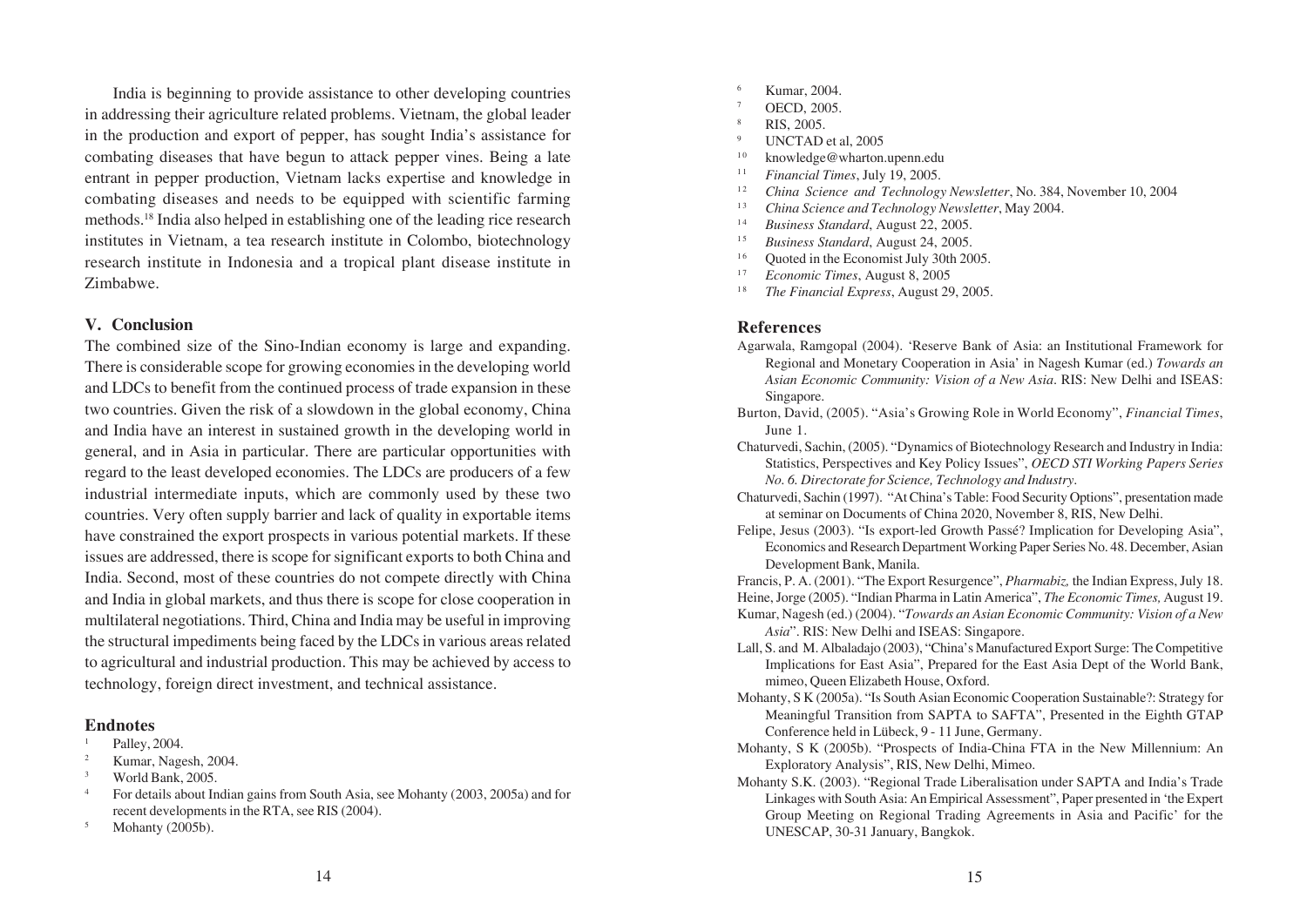India is beginning to provide assistance to other developing countries in addressing their agriculture related problems. Vietnam, the global leader in the production and export of pepper, has sought India's assistance for combating diseases that have begun to attack pepper vines. Being a late entrant in pepper production, Vietnam lacks expertise and knowledge in combating diseases and needs to be equipped with scientific farming methods.[18] India also helped in establishing one of the leading rice research institutes in Vietnam, a tea research institute in Colombo, biotechnology research institute in Indonesia and a tropical plant disease institute in Zimbabwe.

## V. Conclusion

The combined size of the Sino-Indian economy is large and expanding. There is considerable scope for growing economies in the developing world and LDCs to benefit from the continued process of trade expansion in these two countries. Given the risk of a slowdown in the global economy, China and India have an interest in sustained growth in the developing world in general, and in Asia in particular. There are particular opportunities with regard to the least developed economies. The LDCs are producers of a few industrial intermediate inputs, which are commonly used by these two countries. Very often supply barrier and lack of quality in exportable items have constrained the export prospects in various potential markets. If these issues are addressed, there is scope for significant exports to both China and India. Second, most of these countries do not compete directly with China and India in global markets, and thus there is scope for close cooperation in multilateral negotiations. Third, China and India may be useful in improving the structural impediments being faced by the LDCs in various areas related to agricultural and industrial production. This may be achieved by access to technology, foreign direct investment, and technical assistance.

## Endnotes

1. Palley, 2004.
2. Kumar, Nagesh, 2004.
3. World Bank, 2005.
4. For details about Indian gains from South Asia, see Mohanty (2003, 2005a) and for recent developments in the RTA, see RIS (2004).
5. Mohanty (2005b).
6. Kumar, 2004.
7. OECD, 2005.
8. RIS, 2005.
9. UNCTAD et al, 2005
10. knowledge@wharton.upenn.edu
11. *Financial Times*, July 19, 2005.
12. *China Science and Technology Newsletter*, No. 384, November 10, 2004
13. *China Science and Technology Newsletter*, May 2004.
14. *Business Standard*, August 22, 2005.
15. *Business Standard*, August 24, 2005.
16. Quoted in the Economist July 30th 2005.
17. *Economic Times*, August 8, 2005
18. *The Financial Express*, August 29, 2005.

## References

Agarwala, Ramgopal (2004). 'Reserve Bank of Asia: an Institutional Framework for Regional and Monetary Cooperation in Asia' in Nagesh Kumar (ed.) *Towards an Asian Economic Community: Vision of a New Asia*. RIS: New Delhi and ISEAS: Singapore.

Burton, David, (2005). "Asia's Growing Role in World Economy", *Financial Times*, June 1.

Chaturvedi, Sachin, (2005). "Dynamics of Biotechnology Research and Industry in India: Statistics, Perspectives and Key Policy Issues", *OECD STI Working Papers Series No. 6. Directorate for Science, Technology and Industry*.

Chaturvedi, Sachin (1997). "At China's Table: Food Security Options", presentation made at seminar on Documents of China 2020, November 8, RIS, New Delhi.

Felipe, Jesus (2003). "Is export-led Growth Passé? Implication for Developing Asia", Economics and Research Department Working Paper Series No. 48. December, Asian Development Bank, Manila.

Francis, P. A. (2001). "The Export Resurgence", *Pharmabiz,* the Indian Express, July 18.

Heine, Jorge (2005). "Indian Pharma in Latin America", *The Economic Times,* August 19.

Kumar, Nagesh (ed.) (2004). "*Towards an Asian Economic Community: Vision of a New Asia*". RIS: New Delhi and ISEAS: Singapore.

Lall, S. and M. Albaladajo (2003), "China's Manufactured Export Surge: The Competitive Implications for East Asia", Prepared for the East Asia Dept of the World Bank, mimeo, Queen Elizabeth House, Oxford.

Mohanty, S K (2005a). "Is South Asian Economic Cooperation Sustainable?: Strategy for Meaningful Transition from SAPTA to SAFTA", Presented in the Eighth GTAP Conference held in Lübeck, 9 - 11 June, Germany.

Mohanty, S K (2005b). "Prospects of India-China FTA in the New Millennium: An Exploratory Analysis", RIS, New Delhi, Mimeo.

Mohanty S.K. (2003). "Regional Trade Liberalisation under SAPTA and India's Trade Linkages with South Asia: An Empirical Assessment", Paper presented in 'the Expert Group Meeting on Regional Trading Agreements in Asia and Pacific' for the UNESCAP, 30-31 January, Bangkok.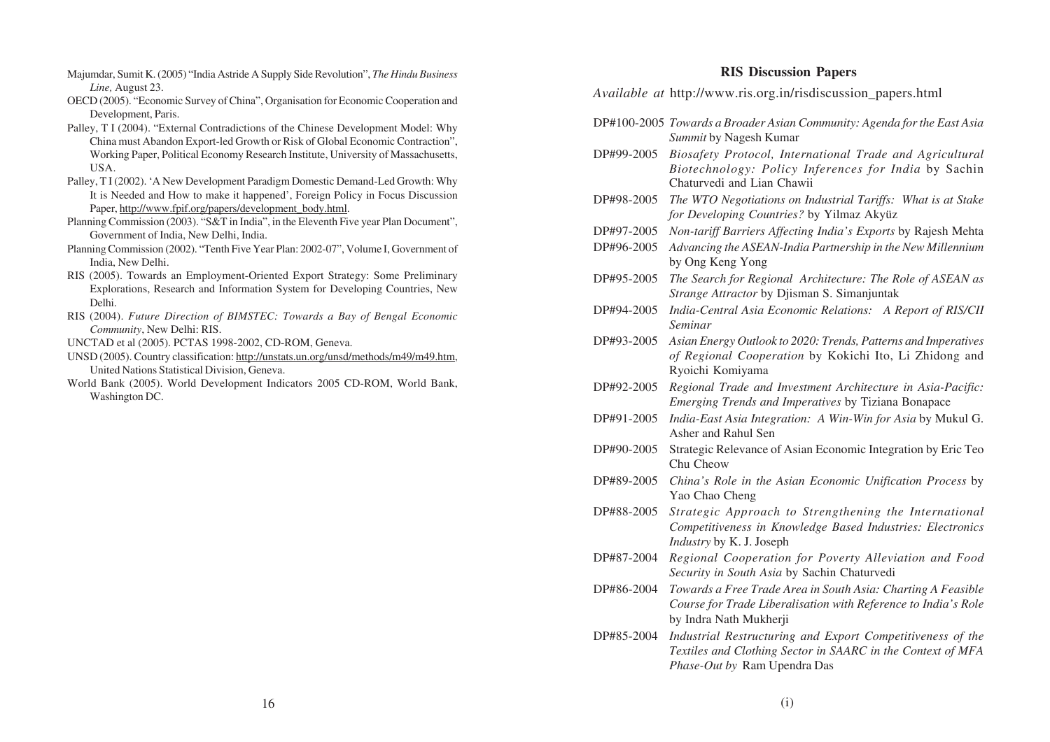Majumdar, Sumit K. (2005) "India Astride A Supply Side Revolution", *The Hindu Business Line,* August 23.

OECD (2005). "Economic Survey of China", Organisation for Economic Cooperation and Development, Paris.

Palley, T I (2004). "External Contradictions of the Chinese Development Model: Why China must Abandon Export-led Growth or Risk of Global Economic Contraction", Working Paper, Political Economy Research Institute, University of Massachusetts, USA.

Palley, T I (2002). 'A New Development Paradigm Domestic Demand-Led Growth: Why It is Needed and How to make it happened', Foreign Policy in Focus Discussion Paper, http://www.fpif.org/papers/development_body.html.

Planning Commission (2003). "S&T in India", in the Eleventh Five year Plan Document", Government of India, New Delhi, India.

Planning Commission (2002). "Tenth Five Year Plan: 2002-07", Volume I, Government of India, New Delhi.

RIS (2005). Towards an Employment-Oriented Export Strategy: Some Preliminary Explorations, Research and Information System for Developing Countries, New Delhi.

RIS (2004). *Future Direction of BIMSTEC: Towards a Bay of Bengal Economic Community*, New Delhi: RIS.

UNCTAD et al (2005). PCTAS 1998-2002, CD-ROM, Geneva.

UNSD (2005). Country classification: http://unstats.un.org/unsd/methods/m49/m49.htm, United Nations Statistical Division, Geneva.

World Bank (2005). World Development Indicators 2005 CD-ROM, World Bank, Washington DC.

## RIS Discussion Papers

*Available at* http://www.ris.org.in/risdiscussion_papers.html

- DP#100-2005 *Towards a Broader Asian Community: Agenda for the East Asia Summit* by Nagesh Kumar
- DP#99-2005 *Biosafety Protocol, International Trade and Agricultural Biotechnology: Policy Inferences for India* by Sachin Chaturvedi and Lian Chawii
- DP#98-2005 *The WTO Negotiations on Industrial Tariffs: What is at Stake for Developing Countries?* by Yilmaz Akyüz
- DP#97-2005 *Non-tariff Barriers Affecting India's Exports* by Rajesh Mehta
- DP#96-2005 *Advancing the ASEAN-India Partnership in the New Millennium* by Ong Keng Yong
- DP#95-2005 *The Search for Regional Architecture: The Role of ASEAN as Strange Attractor* by Djisman S. Simanjuntak
- DP#94-2005 *India-Central Asia Economic Relations: A Report of RIS/CII Seminar*
- DP#93-2005 *Asian Energy Outlook to 2020: Trends, Patterns and Imperatives of Regional Cooperation* by Kokichi Ito, Li Zhidong and Ryoichi Komiyama
- DP#92-2005 *Regional Trade and Investment Architecture in Asia-Pacific: Emerging Trends and Imperatives* by Tiziana Bonapace
- DP#91-2005 *India-East Asia Integration: A Win-Win for Asia* by Mukul G. Asher and Rahul Sen
- DP#90-2005 Strategic Relevance of Asian Economic Integration by Eric Teo Chu Cheow
- DP#89-2005 *China's Role in the Asian Economic Unification Process* by Yao Chao Cheng
- DP#88-2005 *Strategic Approach to Strengthening the International Competitiveness in Knowledge Based Industries: Electronics Industry* by K. J. Joseph
- DP#87-2004 *Regional Cooperation for Poverty Alleviation and Food Security in South Asia* by Sachin Chaturvedi
- DP#86-2004 *Towards a Free Trade Area in South Asia: Charting A Feasible Course for Trade Liberalisation with Reference to India's Role* by Indra Nath Mukherji
- DP#85-2004 *Industrial Restructuring and Export Competitiveness of the Textiles and Clothing Sector in SAARC in the Context of MFA Phase-Out by* Ram Upendra Das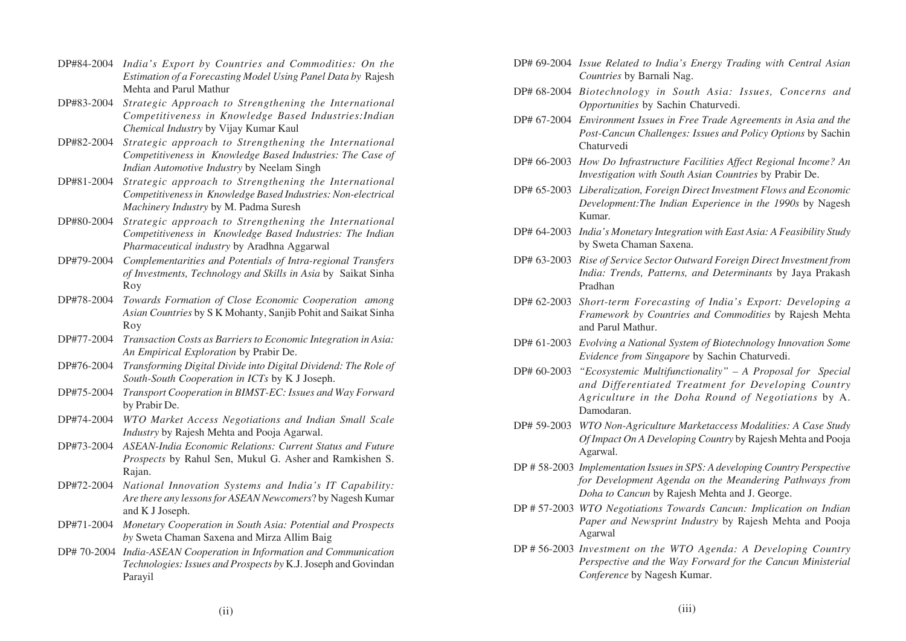DP#84-2004 *India's Export by Countries and Commodities: On the Estimation of a Forecasting Model Using Panel Data by* Rajesh Mehta and Parul Mathur

DP#83-2004 *Strategic Approach to Strengthening the International Competitiveness in Knowledge Based Industries:Indian Chemical Industry* by Vijay Kumar Kaul

DP#82-2004 *Strategic approach to Strengthening the International Competitiveness in Knowledge Based Industries: The Case of Indian Automotive Industry* by Neelam Singh

DP#81-2004 *Strategic approach to Strengthening the International Competitiveness in Knowledge Based Industries: Non-electrical Machinery Industry* by M. Padma Suresh

DP#80-2004 *Strategic approach to Strengthening the International Competitiveness in Knowledge Based Industries: The Indian Pharmaceutical industry* by Aradhna Aggarwal

DP#79-2004 *Complementarities and Potentials of Intra-regional Transfers of Investments, Technology and Skills in Asia* by Saikat Sinha Roy

DP#78-2004 *Towards Formation of Close Economic Cooperation among Asian Countries* by S K Mohanty, Sanjib Pohit and Saikat Sinha Roy

DP#77-2004 *Transaction Costs as Barriers to Economic Integration in Asia: An Empirical Exploration* by Prabir De.

DP#76-2004 *Transforming Digital Divide into Digital Dividend: The Role of South-South Cooperation in ICTs* by K J Joseph.

DP#75-2004 *Transport Cooperation in BIMST-EC: Issues and Way Forward* by Prabir De.

DP#74-2004 *WTO Market Access Negotiations and Indian Small Scale Industry* by Rajesh Mehta and Pooja Agarwal.

DP#73-2004 *ASEAN-India Economic Relations: Current Status and Future Prospects* by Rahul Sen, Mukul G. Asher and Ramkishen S. Rajan.

DP#72-2004 *National Innovation Systems and India's IT Capability: Are there any lessons for ASEAN Newcomers*? by Nagesh Kumar and K J Joseph.

DP#71-2004 *Monetary Cooperation in South Asia: Potential and Prospects by* Sweta Chaman Saxena and Mirza Allim Baig

DP# 70-2004 *India-ASEAN Cooperation in Information and Communication Technologies: Issues and Prospects by* K.J. Joseph and Govindan Parayil

DP# 69-2004 *Issue Related to India's Energy Trading with Central Asian Countries* by Barnali Nag.

DP# 68-2004 *Biotechnology in South Asia: Issues, Concerns and Opportunities* by Sachin Chaturvedi.

DP# 67-2004 *Environment Issues in Free Trade Agreements in Asia and the Post-Cancun Challenges: Issues and Policy Options* by Sachin Chaturvedi

DP# 66-2003 *How Do Infrastructure Facilities Affect Regional Income? An Investigation with South Asian Countries* by Prabir De.

DP# 65-2003 *Liberalization, Foreign Direct Investment Flows and Economic Development:The Indian Experience in the 1990s* by Nagesh Kumar.

DP# 64-2003 *India's Monetary Integration with East Asia: A Feasibility Study* by Sweta Chaman Saxena.

DP# 63-2003 *Rise of Service Sector Outward Foreign Direct Investment from India: Trends, Patterns, and Determinants* by Jaya Prakash Pradhan

DP# 62-2003 *Short-term Forecasting of India's Export: Developing a Framework by Countries and Commodities* by Rajesh Mehta and Parul Mathur.

DP# 61-2003 *Evolving a National System of Biotechnology Innovation Some Evidence from Singapore* by Sachin Chaturvedi.

DP# 60-2003 *"Ecosystemic Multifunctionality" – A Proposal for Special and Differentiated Treatment for Developing Country Agriculture in the Doha Round of Negotiations* by A. Damodaran.

DP# 59-2003 *WTO Non-Agriculture Marketaccess Modalities: A Case Study Of Impact On A Developing Country* by Rajesh Mehta and Pooja Agarwal.

DP # 58-2003 *Implementation Issues in SPS: A developing Country Perspective for Development Agenda on the Meandering Pathways from Doha to Cancun* by Rajesh Mehta and J. George.

DP # 57-2003 *WTO Negotiations Towards Cancun: Implication on Indian Paper and Newsprint Industry* by Rajesh Mehta and Pooja Agarwal

DP # 56-2003 *Investment on the WTO Agenda: A Developing Country Perspective and the Way Forward for the Cancun Ministerial Conference* by Nagesh Kumar.